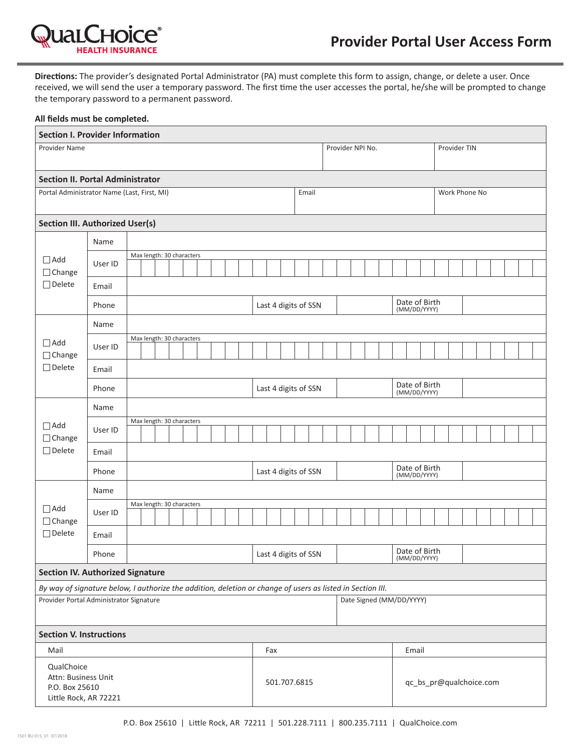QualChoice® HEALTH INSURANCE

# Provider Portal User Access Form

**Directions:** The provider's designated Portal Administrator (PA) must complete this form to assign, change, or delete a user. Once received, we will send the user a temporary password. The first time the user accesses the portal, he/she will be prompted to change the temporary password to a permanent password.

**All fields must be completed.**

## Section I. Provider Information

| Provider Name | Provider NPI No. | Provider TIN |
|---|---|---|
| | | |

## Section II. Portal Administrator

| Portal Administrator Name (Last, First, MI) | Email | Work Phone No |
|---|---|---|
| | | |

## Section III. Authorized User(s)

| | | | | | | |
|---|---|---|---|---|---|---|
| ☐ Add ☐ Change ☐ Delete | Name | | | | | |
| | User ID | Max length: 30 characters | | | | |
| | Email | | | | | |
| | Phone | | Last 4 digits of SSN | | Date of Birth (MM/DD/YYYY) | |
| ☐ Add ☐ Change ☐ Delete | Name | | | | | |
| | User ID | Max length: 30 characters | | | | |
| | Email | | | | | |
| | Phone | | Last 4 digits of SSN | | Date of Birth (MM/DD/YYYY) | |
| ☐ Add ☐ Change ☐ Delete | Name | | | | | |
| | User ID | Max length: 30 characters | | | | |
| | Email | | | | | |
| | Phone | | Last 4 digits of SSN | | Date of Birth (MM/DD/YYYY) | |
| ☐ Add ☐ Change ☐ Delete | Name | | | | | |
| | User ID | Max length: 30 characters | | | | |
| | Email | | | | | |
| | Phone | | Last 4 digits of SSN | | Date of Birth (MM/DD/YYYY) | |

## Section IV. Authorized Signature

*By way of signature below, I authorize the addition, deletion or change of users as listed in Section III.*

| Provider Portal Administrator Signature | Date Signed (MM/DD/YYYY) |
|---|---|
| | |

## Section V. Instructions

| Mail | Fax | Email |
|---|---|---|
| QualChoice<br>Attn: Business Unit<br>P.O. Box 25610<br>Little Rock, AR 72221 | 501.707.6815 | qc_bs_pr@qualchoice.com |

P.O. Box 25610 | Little Rock, AR 72211 | 501.228.7111 | 800.235.7111 | QualChoice.com

1501 BU 015_01 07/2018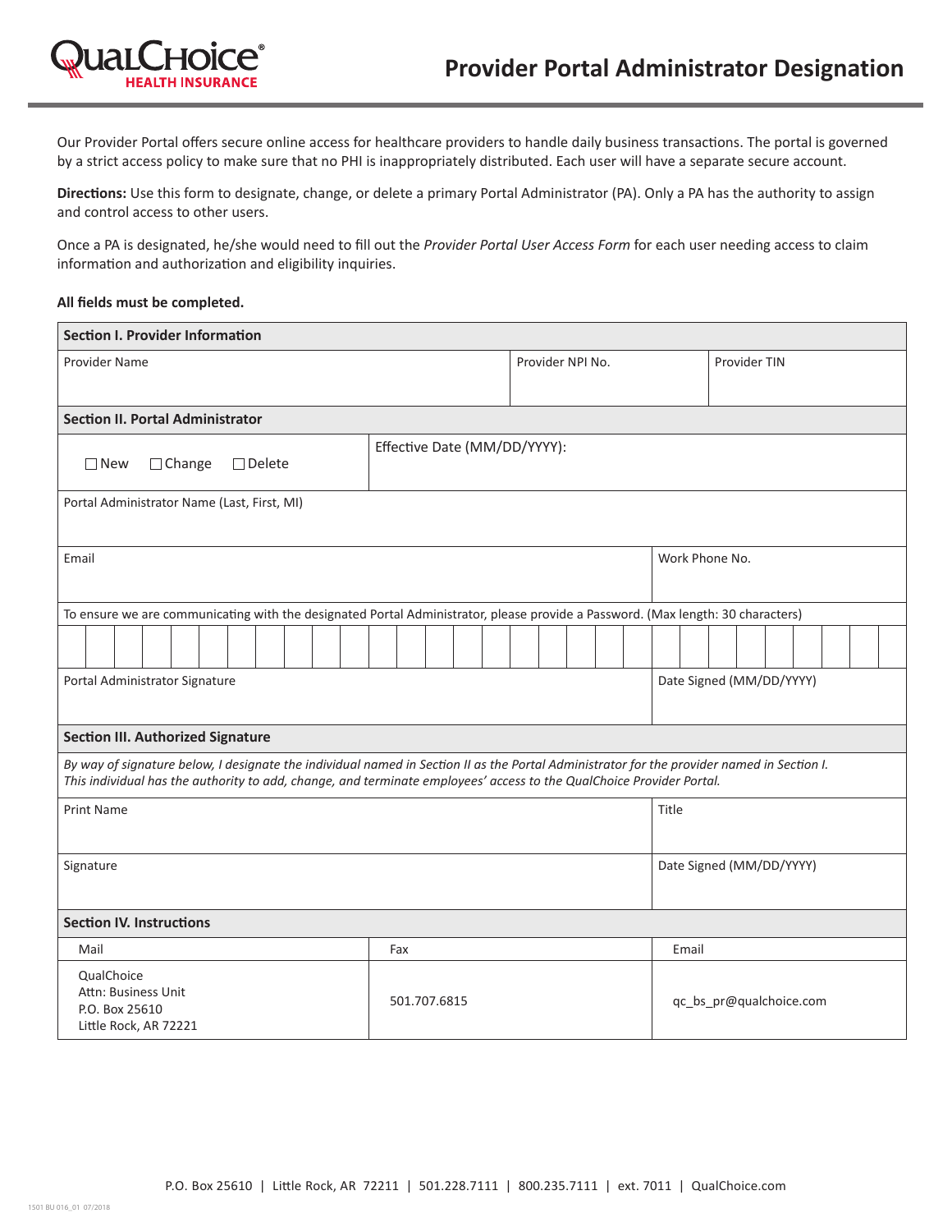QualChoice HEALTH INSURANCE

# Provider Portal Administrator Designation

Our Provider Portal offers secure online access for healthcare providers to handle daily business transactions. The portal is governed by a strict access policy to make sure that no PHI is inappropriately distributed. Each user will have a separate secure account.

**Directions:** Use this form to designate, change, or delete a primary Portal Administrator (PA). Only a PA has the authority to assign and control access to other users.

Once a PA is designated, he/she would need to fill out the *Provider Portal User Access Form* for each user needing access to claim information and authorization and eligibility inquiries.

**All fields must be completed.**

| **Section I. Provider Information** | | |
|---|---|---|
| Provider Name | Provider NPI No. | Provider TIN |

| **Section II. Portal Administrator** | |
|---|---|
| ☐ New ☐ Change ☐ Delete | Effective Date (MM/DD/YYYY): |
| Portal Administrator Name (Last, First, MI) | |
| Email | Work Phone No. |
| To ensure we are communicating with the designated Portal Administrator, please provide a Password. (Max length: 30 characters) | |
| | |
| Portal Administrator Signature | Date Signed (MM/DD/YYYY) |

| **Section III. Authorized Signature** | |
|---|---|
| *By way of signature below, I designate the individual named in Section II as the Portal Administrator for the provider named in Section I. This individual has the authority to add, change, and terminate employees' access to the QualChoice Provider Portal.* | |
| Print Name | Title |
| Signature | Date Signed (MM/DD/YYYY) |

| **Section IV. Instructions** | | |
|---|---|---|
| Mail | Fax | Email |
| QualChoice<br>Attn: Business Unit<br>P.O. Box 25610<br>Little Rock, AR 72221 | 501.707.6815 | qc_bs_pr@qualchoice.com |

P.O. Box 25610 | Little Rock, AR 72211 | 501.228.7111 | 800.235.7111 | ext. 7011 | QualChoice.com

1501 BU 016_01 07/2018